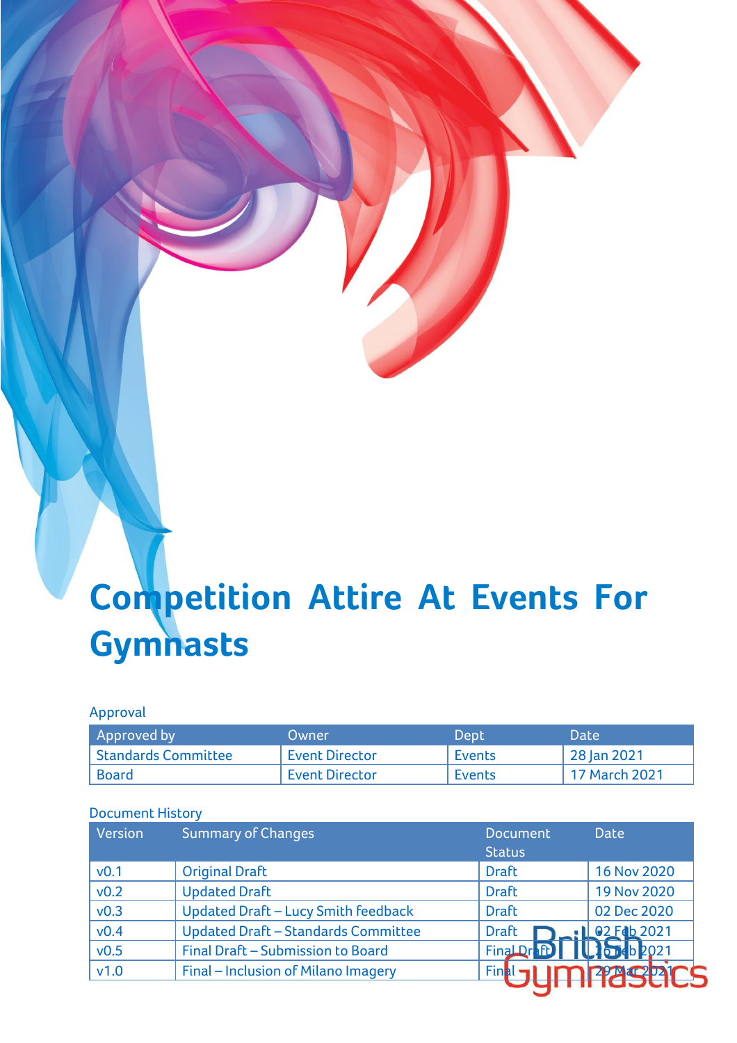# Competition Attire At Events For Gymnasts

Approval

| Approved by | Owner | Dept | Date |
|---|---|---|---|
| Standards Committee | Event Director | Events | 28 Jan 2021 |
| Board | Event Director | Events | 17 March 2021 |

Document History

| Version | Summary of Changes | Document Status | Date |
|---|---|---|---|
| v0.1 | Original Draft | Draft | 16 Nov 2020 |
| v0.2 | Updated Draft | Draft | 19 Nov 2020 |
| v0.3 | Updated Draft – Lucy Smith feedback | Draft | 02 Dec 2020 |
| v0.4 | Updated Draft – Standards Committee | Draft | 02 Feb 2021 |
| v0.5 | Final Draft – Submission to Board | Final Draft | 16 Feb 2021 |
| v1.0 | Final – Inclusion of Milano Imagery | Final | 29 Mar 2021 |

British Gymnastics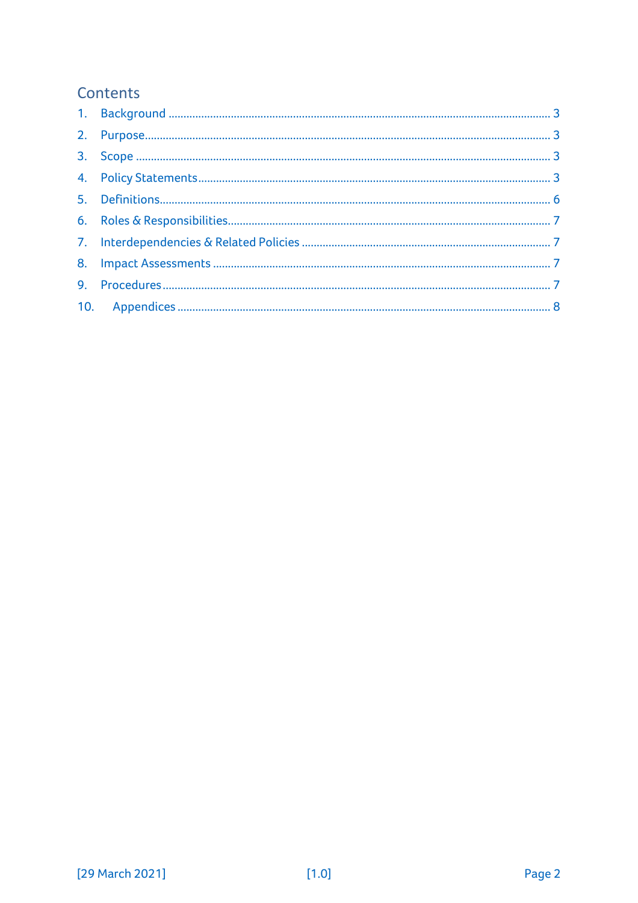## Contents

1. Background ........................................................................................................... 3
2. Purpose................................................................................................................. 3
3. Scope .................................................................................................................... 3
4. Policy Statements................................................................................................. 3
5. Definitions............................................................................................................. 6
6. Roles & Responsibilities......................................................................................... 7
7. Interdependencies & Related Policies ................................................................... 7
8. Impact Assessments ............................................................................................. 7
9. Procedures............................................................................................................. 7
10. Appendices ........................................................................................................... 8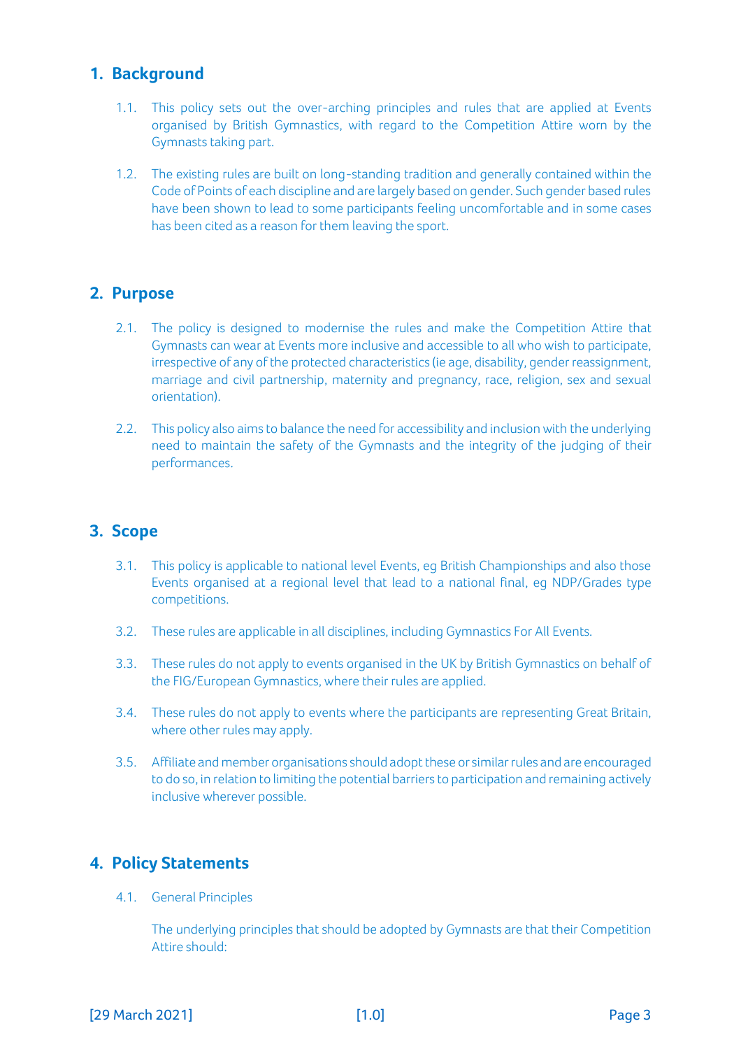## 1. Background

1.1. This policy sets out the over-arching principles and rules that are applied at Events organised by British Gymnastics, with regard to the Competition Attire worn by the Gymnasts taking part.

1.2. The existing rules are built on long-standing tradition and generally contained within the Code of Points of each discipline and are largely based on gender. Such gender based rules have been shown to lead to some participants feeling uncomfortable and in some cases has been cited as a reason for them leaving the sport.

## 2. Purpose

2.1. The policy is designed to modernise the rules and make the Competition Attire that Gymnasts can wear at Events more inclusive and accessible to all who wish to participate, irrespective of any of the protected characteristics (ie age, disability, gender reassignment, marriage and civil partnership, maternity and pregnancy, race, religion, sex and sexual orientation).

2.2. This policy also aims to balance the need for accessibility and inclusion with the underlying need to maintain the safety of the Gymnasts and the integrity of the judging of their performances.

## 3. Scope

3.1. This policy is applicable to national level Events, eg British Championships and also those Events organised at a regional level that lead to a national final, eg NDP/Grades type competitions.

3.2. These rules are applicable in all disciplines, including Gymnastics For All Events.

3.3. These rules do not apply to events organised in the UK by British Gymnastics on behalf of the FIG/European Gymnastics, where their rules are applied.

3.4. These rules do not apply to events where the participants are representing Great Britain, where other rules may apply.

3.5. Affiliate and member organisations should adopt these or similar rules and are encouraged to do so, in relation to limiting the potential barriers to participation and remaining actively inclusive wherever possible.

## 4. Policy Statements

4.1. General Principles

The underlying principles that should be adopted by Gymnasts are that their Competition Attire should: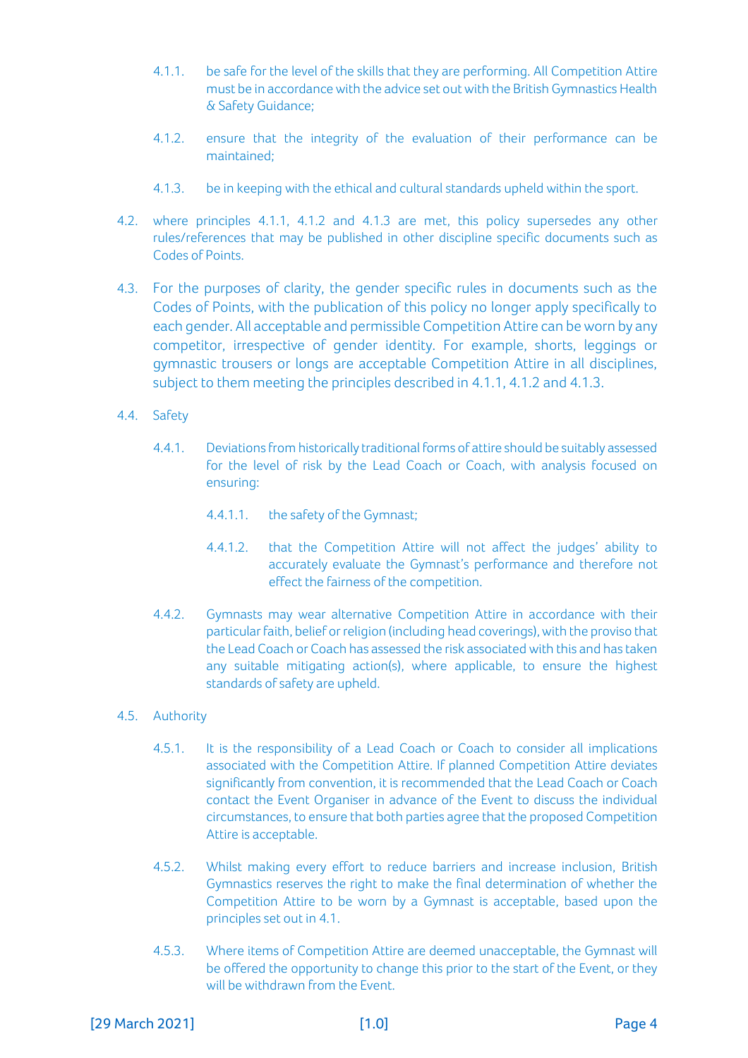4.1.1. be safe for the level of the skills that they are performing. All Competition Attire must be in accordance with the advice set out with the British Gymnastics Health & Safety Guidance;

4.1.2. ensure that the integrity of the evaluation of their performance can be maintained;

4.1.3. be in keeping with the ethical and cultural standards upheld within the sport.

4.2. where principles 4.1.1, 4.1.2 and 4.1.3 are met, this policy supersedes any other rules/references that may be published in other discipline specific documents such as Codes of Points.

4.3. For the purposes of clarity, the gender specific rules in documents such as the Codes of Points, with the publication of this policy no longer apply specifically to each gender. All acceptable and permissible Competition Attire can be worn by any competitor, irrespective of gender identity. For example, shorts, leggings or gymnastic trousers or longs are acceptable Competition Attire in all disciplines, subject to them meeting the principles described in 4.1.1, 4.1.2 and 4.1.3.

4.4. Safety

4.4.1. Deviations from historically traditional forms of attire should be suitably assessed for the level of risk by the Lead Coach or Coach, with analysis focused on ensuring:

4.4.1.1. the safety of the Gymnast;

4.4.1.2. that the Competition Attire will not affect the judges' ability to accurately evaluate the Gymnast's performance and therefore not effect the fairness of the competition.

4.4.2. Gymnasts may wear alternative Competition Attire in accordance with their particular faith, belief or religion (including head coverings), with the proviso that the Lead Coach or Coach has assessed the risk associated with this and has taken any suitable mitigating action(s), where applicable, to ensure the highest standards of safety are upheld.

4.5. Authority

4.5.1. It is the responsibility of a Lead Coach or Coach to consider all implications associated with the Competition Attire. If planned Competition Attire deviates significantly from convention, it is recommended that the Lead Coach or Coach contact the Event Organiser in advance of the Event to discuss the individual circumstances, to ensure that both parties agree that the proposed Competition Attire is acceptable.

4.5.2. Whilst making every effort to reduce barriers and increase inclusion, British Gymnastics reserves the right to make the final determination of whether the Competition Attire to be worn by a Gymnast is acceptable, based upon the principles set out in 4.1.

4.5.3. Where items of Competition Attire are deemed unacceptable, the Gymnast will be offered the opportunity to change this prior to the start of the Event, or they will be withdrawn from the Event.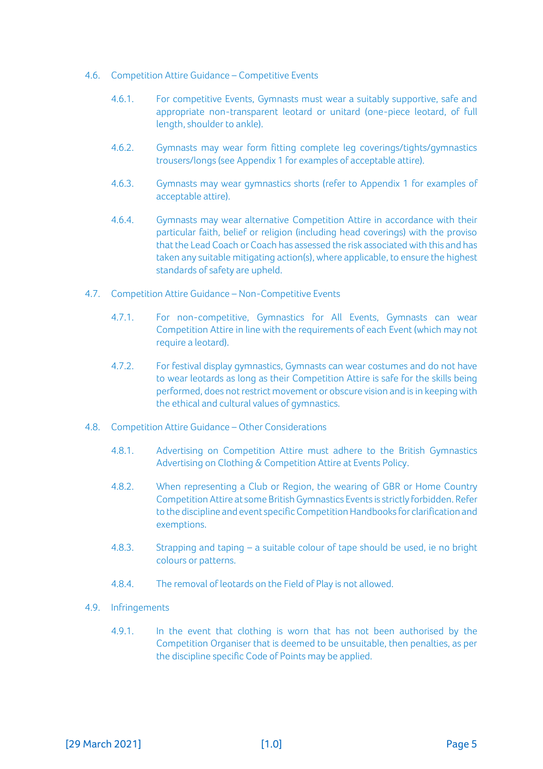### 4.6. Competition Attire Guidance – Competitive Events

4.6.1. For competitive Events, Gymnasts must wear a suitably supportive, safe and appropriate non-transparent leotard or unitard (one-piece leotard, of full length, shoulder to ankle).

4.6.2. Gymnasts may wear form fitting complete leg coverings/tights/gymnastics trousers/longs (see Appendix 1 for examples of acceptable attire).

4.6.3. Gymnasts may wear gymnastics shorts (refer to Appendix 1 for examples of acceptable attire).

4.6.4. Gymnasts may wear alternative Competition Attire in accordance with their particular faith, belief or religion (including head coverings) with the proviso that the Lead Coach or Coach has assessed the risk associated with this and has taken any suitable mitigating action(s), where applicable, to ensure the highest standards of safety are upheld.

### 4.7. Competition Attire Guidance – Non-Competitive Events

4.7.1. For non-competitive, Gymnastics for All Events, Gymnasts can wear Competition Attire in line with the requirements of each Event (which may not require a leotard).

4.7.2. For festival display gymnastics, Gymnasts can wear costumes and do not have to wear leotards as long as their Competition Attire is safe for the skills being performed, does not restrict movement or obscure vision and is in keeping with the ethical and cultural values of gymnastics.

### 4.8. Competition Attire Guidance – Other Considerations

4.8.1. Advertising on Competition Attire must adhere to the British Gymnastics Advertising on Clothing & Competition Attire at Events Policy.

4.8.2. When representing a Club or Region, the wearing of GBR or Home Country Competition Attire at some British Gymnastics Events is strictly forbidden. Refer to the discipline and event specific Competition Handbooks for clarification and exemptions.

4.8.3. Strapping and taping – a suitable colour of tape should be used, ie no bright colours or patterns.

4.8.4. The removal of leotards on the Field of Play is not allowed.

### 4.9. Infringements

4.9.1. In the event that clothing is worn that has not been authorised by the Competition Organiser that is deemed to be unsuitable, then penalties, as per the discipline specific Code of Points may be applied.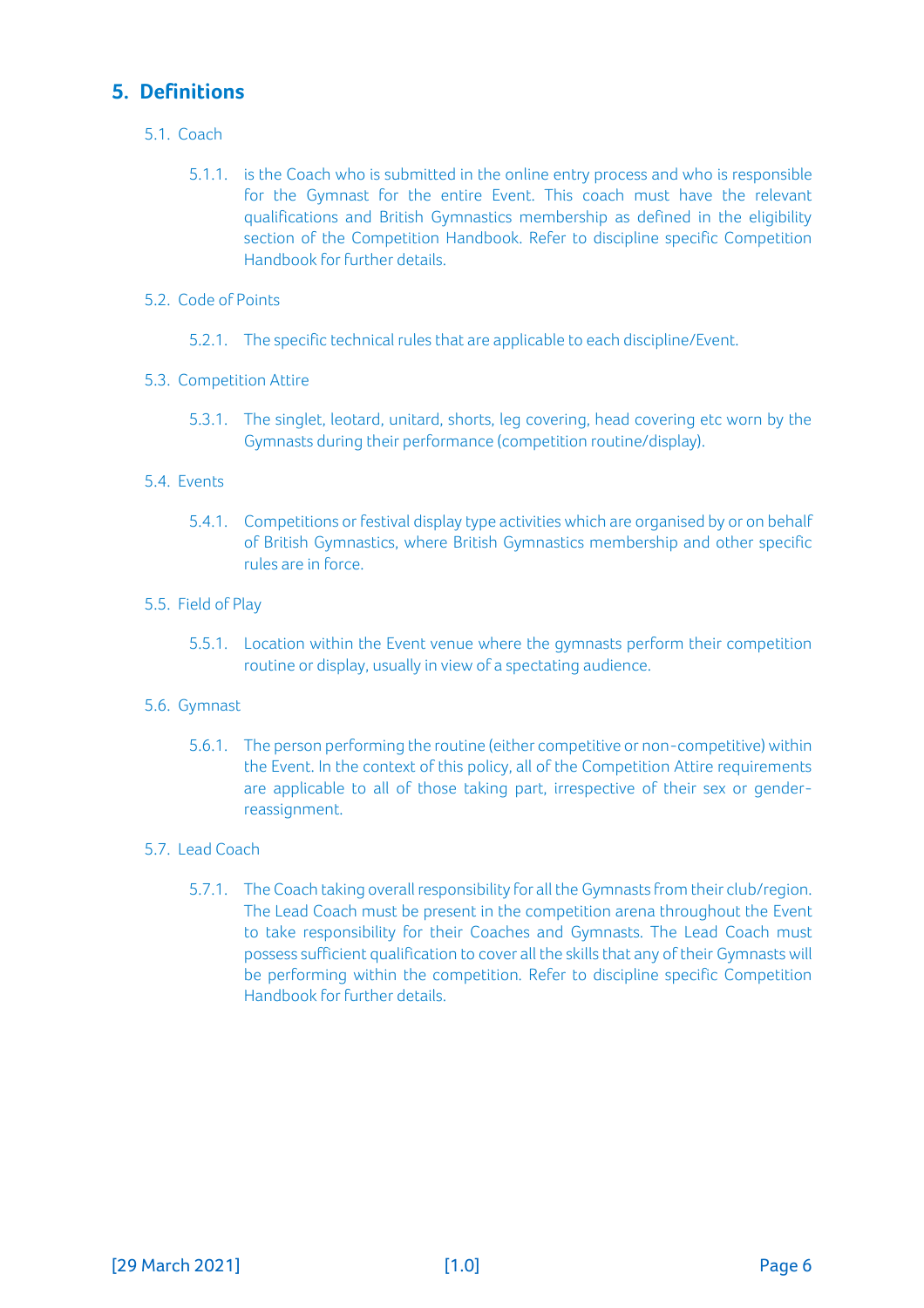## 5. Definitions

### 5.1. Coach

5.1.1. is the Coach who is submitted in the online entry process and who is responsible for the Gymnast for the entire Event. This coach must have the relevant qualifications and British Gymnastics membership as defined in the eligibility section of the Competition Handbook. Refer to discipline specific Competition Handbook for further details.

### 5.2. Code of Points

5.2.1. The specific technical rules that are applicable to each discipline/Event.

### 5.3. Competition Attire

5.3.1. The singlet, leotard, unitard, shorts, leg covering, head covering etc worn by the Gymnasts during their performance (competition routine/display).

### 5.4. Events

5.4.1. Competitions or festival display type activities which are organised by or on behalf of British Gymnastics, where British Gymnastics membership and other specific rules are in force.

### 5.5. Field of Play

5.5.1. Location within the Event venue where the gymnasts perform their competition routine or display, usually in view of a spectating audience.

### 5.6. Gymnast

5.6.1. The person performing the routine (either competitive or non-competitive) within the Event. In the context of this policy, all of the Competition Attire requirements are applicable to all of those taking part, irrespective of their sex or gender-reassignment.

### 5.7. Lead Coach

5.7.1. The Coach taking overall responsibility for all the Gymnasts from their club/region. The Lead Coach must be present in the competition arena throughout the Event to take responsibility for their Coaches and Gymnasts. The Lead Coach must possess sufficient qualification to cover all the skills that any of their Gymnasts will be performing within the competition. Refer to discipline specific Competition Handbook for further details.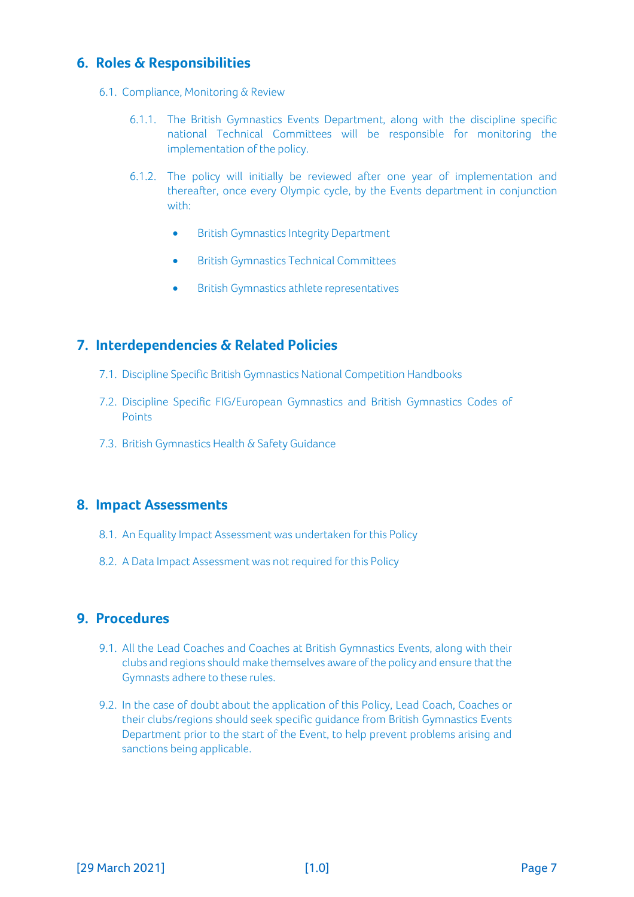## 6. Roles & Responsibilities

6.1. Compliance, Monitoring & Review

6.1.1. The British Gymnastics Events Department, along with the discipline specific national Technical Committees will be responsible for monitoring the implementation of the policy.

6.1.2. The policy will initially be reviewed after one year of implementation and thereafter, once every Olympic cycle, by the Events department in conjunction with:

- British Gymnastics Integrity Department
- British Gymnastics Technical Committees
- British Gymnastics athlete representatives

## 7. Interdependencies & Related Policies

7.1. Discipline Specific British Gymnastics National Competition Handbooks

7.2. Discipline Specific FIG/European Gymnastics and British Gymnastics Codes of Points

7.3. British Gymnastics Health & Safety Guidance

## 8. Impact Assessments

8.1. An Equality Impact Assessment was undertaken for this Policy

8.2. A Data Impact Assessment was not required for this Policy

## 9. Procedures

9.1. All the Lead Coaches and Coaches at British Gymnastics Events, along with their clubs and regions should make themselves aware of the policy and ensure that the Gymnasts adhere to these rules.

9.2. In the case of doubt about the application of this Policy, Lead Coach, Coaches or their clubs/regions should seek specific guidance from British Gymnastics Events Department prior to the start of the Event, to help prevent problems arising and sanctions being applicable.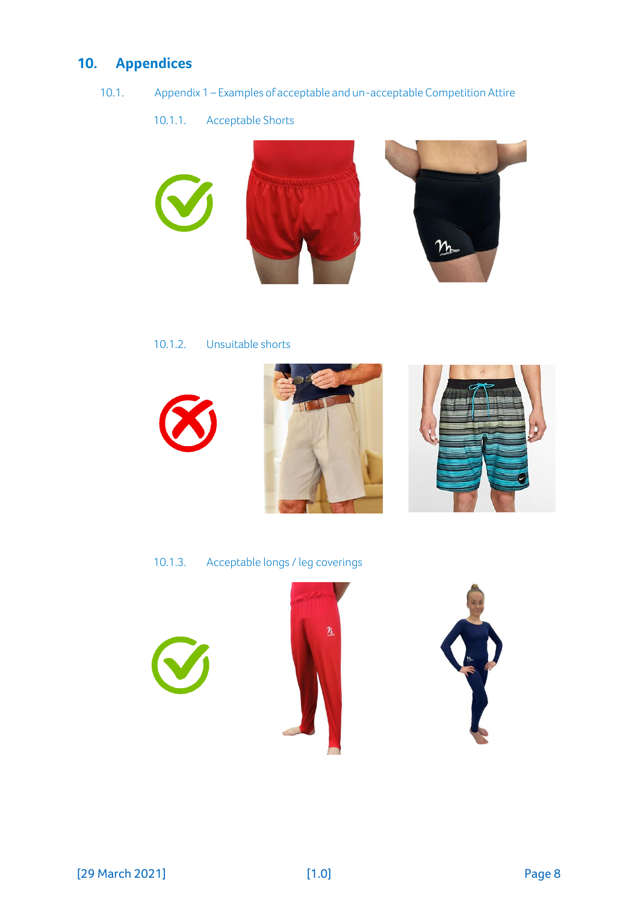## 10. Appendices

### 10.1. Appendix 1 – Examples of acceptable and un-acceptable Competition Attire

#### 10.1.1. Acceptable Shorts

#### 10.1.2. Unsuitable shorts

#### 10.1.3. Acceptable longs / leg coverings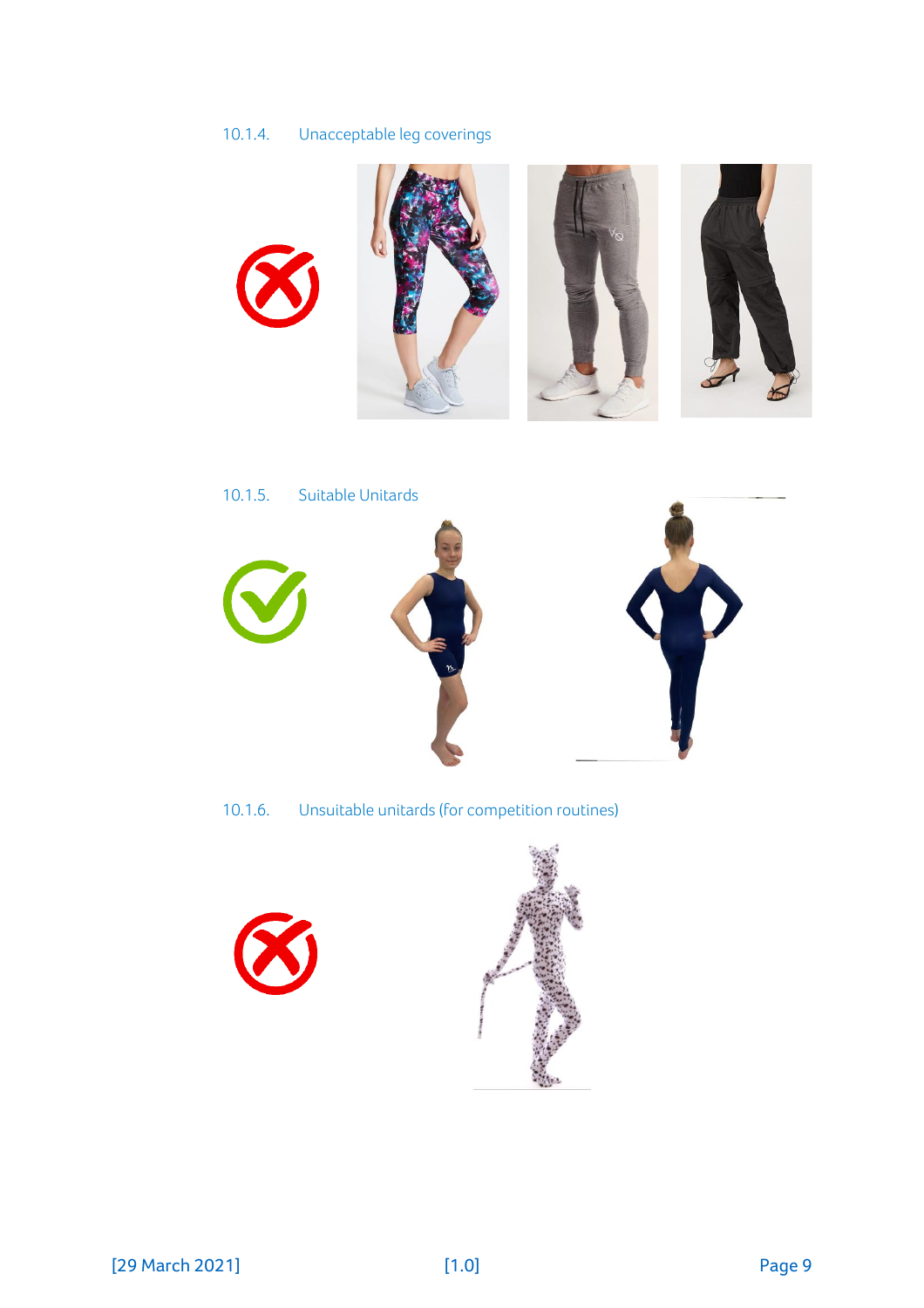10.1.4. Unacceptable leg coverings

10.1.5. Suitable Unitards

10.1.6. Unsuitable unitards (for competition routines)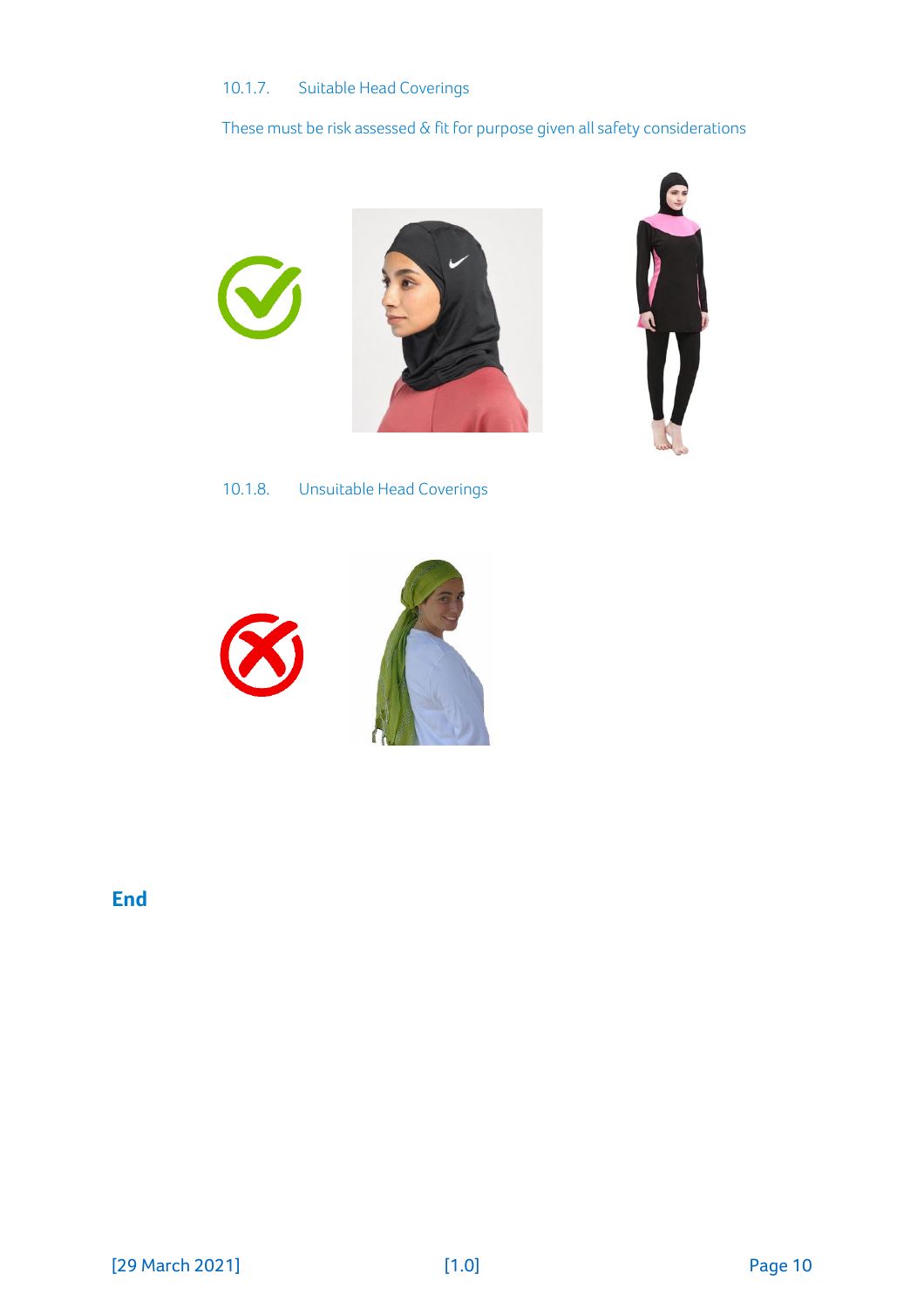### 10.1.7. Suitable Head Coverings

These must be risk assessed & fit for purpose given all safety considerations

### 10.1.8. Unsuitable Head Coverings

**End**